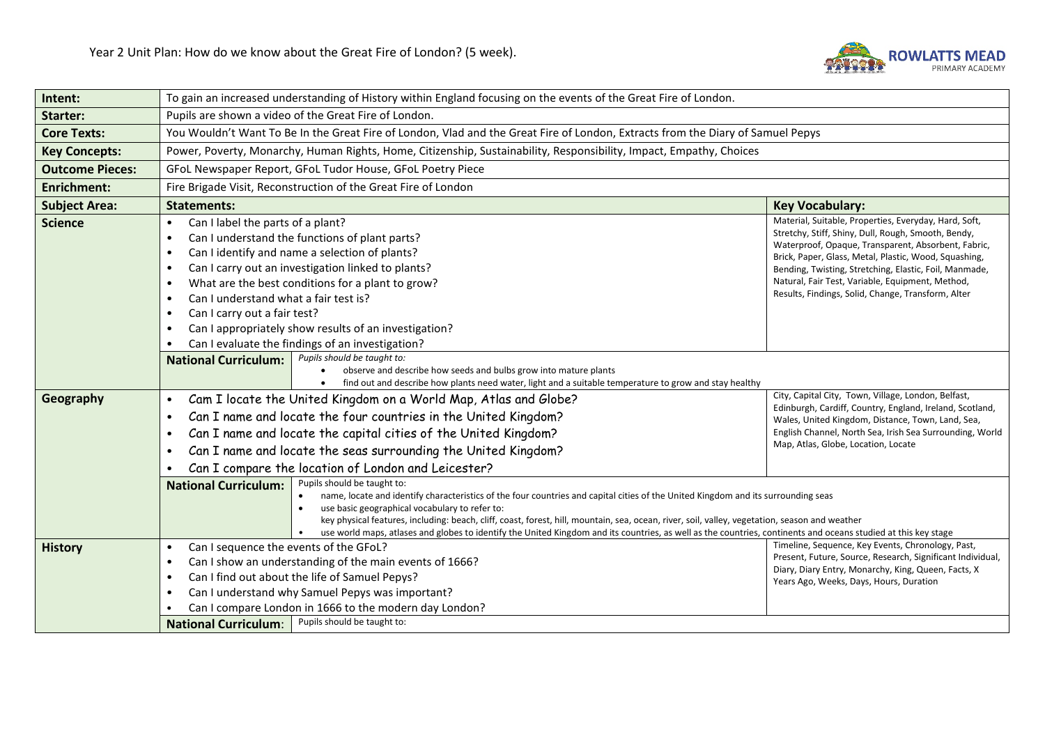Year 2 Unit Plan: How do we know about the Great Fire of London? (5 week).

| **Intent:** | To gain an increased understanding of History within England focusing on the events of the Great Fire of London. | |
|---|---|---|
| **Starter:** | Pupils are shown a video of the Great Fire of London. | |
| **Core Texts:** | You Wouldn't Want To Be In the Great Fire of London, Vlad and the Great Fire of London, Extracts from the Diary of Samuel Pepys | |
| **Key Concepts:** | Power, Poverty, Monarchy, Human Rights, Home, Citizenship, Sustainability, Responsibility, Impact, Empathy, Choices | |
| **Outcome Pieces:** | GFoL Newspaper Report, GFoL Tudor House, GFoL Poetry Piece | |
| **Enrichment:** | Fire Brigade Visit, Reconstruction of the Great Fire of London | |
| **Subject Area:** | **Statements:** | **Key Vocabulary:** |
| **Science** | • Can I label the parts of a plant?<br>• Can I understand the functions of plant parts?<br>• Can I identify and name a selection of plants?<br>• Can I carry out an investigation linked to plants?<br>• What are the best conditions for a plant to grow?<br>• Can I understand what a fair test is?<br>• Can I carry out a fair test?<br>• Can I appropriately show results of an investigation?<br>• Can I evaluate the findings of an investigation? | Material, Suitable, Properties, Everyday, Hard, Soft, Stretchy, Stiff, Shiny, Dull, Rough, Smooth, Bendy, Waterproof, Opaque, Transparent, Absorbent, Fabric, Brick, Paper, Glass, Metal, Plastic, Wood, Squashing, Bending, Twisting, Stretching, Elastic, Foil, Manmade, Natural, Fair Test, Variable, Equipment, Method, Results, Findings, Solid, Change, Transform, Alter |
| | **National Curriculum:** *Pupils should be taught to:*<br>• observe and describe how seeds and bulbs grow into mature plants<br>• find out and describe how plants need water, light and a suitable temperature to grow and stay healthy | |
| **Geography** | • Cam I locate the United Kingdom on a World Map, Atlas and Globe?<br>• Can I name and locate the four countries in the United Kingdom?<br>• Can I name and locate the capital cities of the United Kingdom?<br>• Can I name and locate the seas surrounding the United Kingdom?<br>• Can I compare the location of London and Leicester? | City, Capital City, Town, Village, London, Belfast, Edinburgh, Cardiff, Country, England, Ireland, Scotland, Wales, United Kingdom, Distance, Town, Land, Sea, English Channel, North Sea, Irish Sea Surrounding, World Map, Atlas, Globe, Location, Locate |
| | **National Curriculum:** Pupils should be taught to:<br>• name, locate and identify characteristics of the four countries and capital cities of the United Kingdom and its surrounding seas<br>• use basic geographical vocabulary to refer to:<br>key physical features, including: beach, cliff, coast, forest, hill, mountain, sea, ocean, river, soil, valley, vegetation, season and weather<br>• use world maps, atlases and globes to identify the United Kingdom and its countries, as well as the countries, continents and oceans studied at this key stage | |
| **History** | • Can I sequence the events of the GFoL?<br>• Can I show an understanding of the main events of 1666?<br>• Can I find out about the life of Samuel Pepys?<br>• Can I understand why Samuel Pepys was important?<br>• Can I compare London in 1666 to the modern day London? | Timeline, Sequence, Key Events, Chronology, Past, Present, Future, Source, Research, Significant Individual, Diary, Diary Entry, Monarchy, King, Queen, Facts, X Years Ago, Weeks, Days, Hours, Duration |
| | **National Curriculum:** Pupils should be taught to: | |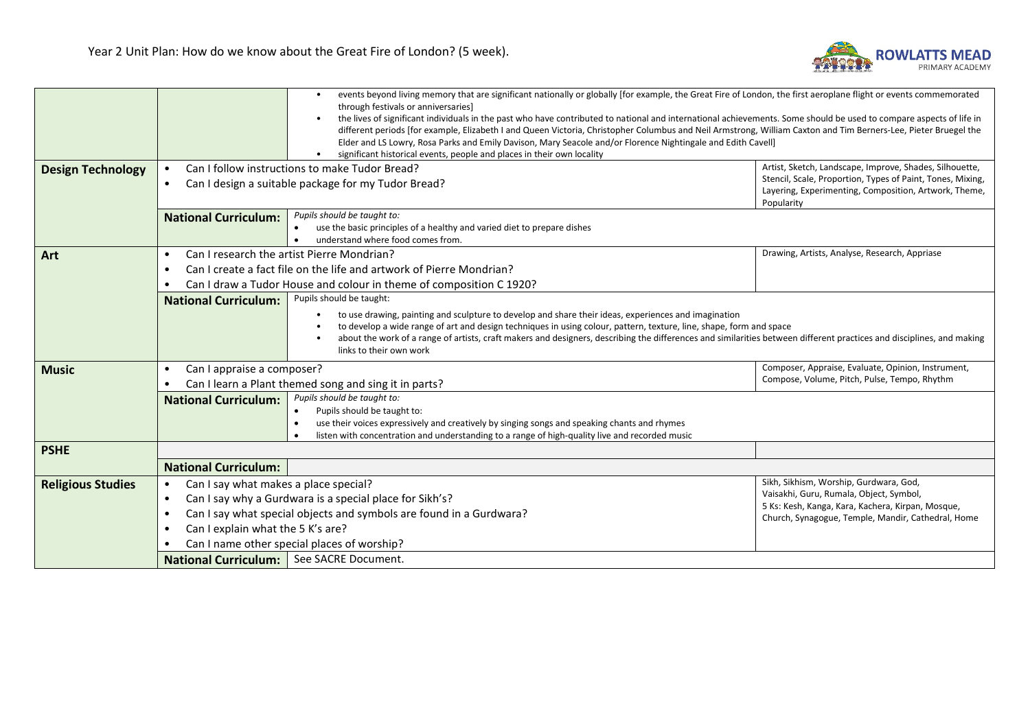# Year 2 Unit Plan: How do we know about the Great Fire of London? (5 week).

| | | | |
|---|---|---|---|
| | | • events beyond living memory that are significant nationally or globally [for example, the Great Fire of London, the first aeroplane flight or events commemorated through festivals or anniversaries]<br>• the lives of significant individuals in the past who have contributed to national and international achievements. Some should be used to compare aspects of life in different periods [for example, Elizabeth I and Queen Victoria, Christopher Columbus and Neil Armstrong, William Caxton and Tim Berners-Lee, Pieter Bruegel the Elder and LS Lowry, Rosa Parks and Emily Davison, Mary Seacole and/or Florence Nightingale and Edith Cavell]<br>• significant historical events, people and places in their own locality | |
| **Design Technology** | • Can I follow instructions to make Tudor Bread?<br>• Can I design a suitable package for my Tudor Bread? | | Artist, Sketch, Landscape, Improve, Shades, Silhouette, Stencil, Scale, Proportion, Types of Paint, Tones, Mixing, Layering, Experimenting, Composition, Artwork, Theme, Popularity |
| | **National Curriculum:** | *Pupils should be taught to:*<br>• use the basic principles of a healthy and varied diet to prepare dishes<br>• understand where food comes from. | |
| **Art** | • Can I research the artist Pierre Mondrian?<br>• Can I create a fact file on the life and artwork of Pierre Mondrian?<br>• Can I draw a Tudor House and colour in theme of composition C 1920? | | Drawing, Artists, Analyse, Research, Appriase |
| | **National Curriculum:** | Pupils should be taught:<br>• to use drawing, painting and sculpture to develop and share their ideas, experiences and imagination<br>• to develop a wide range of art and design techniques in using colour, pattern, texture, line, shape, form and space<br>• about the work of a range of artists, craft makers and designers, describing the differences and similarities between different practices and disciplines, and making links to their own work | |
| **Music** | • Can I appraise a composer?<br>• Can I learn a Plant themed song and sing it in parts? | | Composer, Appraise, Evaluate, Opinion, Instrument, Compose, Volume, Pitch, Pulse, Tempo, Rhythm |
| | **National Curriculum:** | *Pupils should be taught to:*<br>• Pupils should be taught to:<br>• use their voices expressively and creatively by singing songs and speaking chants and rhymes<br>• listen with concentration and understanding to a range of high-quality live and recorded music | |
| **PSHE** | | | |
| | **National Curriculum:** | | |
| **Religious Studies** | • Can I say what makes a place special?<br>• Can I say why a Gurdwara is a special place for Sikh's?<br>• Can I say what special objects and symbols are found in a Gurdwara?<br>• Can I explain what the 5 K's are?<br>• Can I name other special places of worship? | | Sikh, Sikhism, Worship, Gurdwara, God, Vaisakhi, Guru, Rumala, Object, Symbol, 5 Ks: Kesh, Kanga, Kara, Kachera, Kirpan, Mosque, Church, Synagogue, Temple, Mandir, Cathedral, Home |
| | **National Curriculum:** | See SACRE Document. | |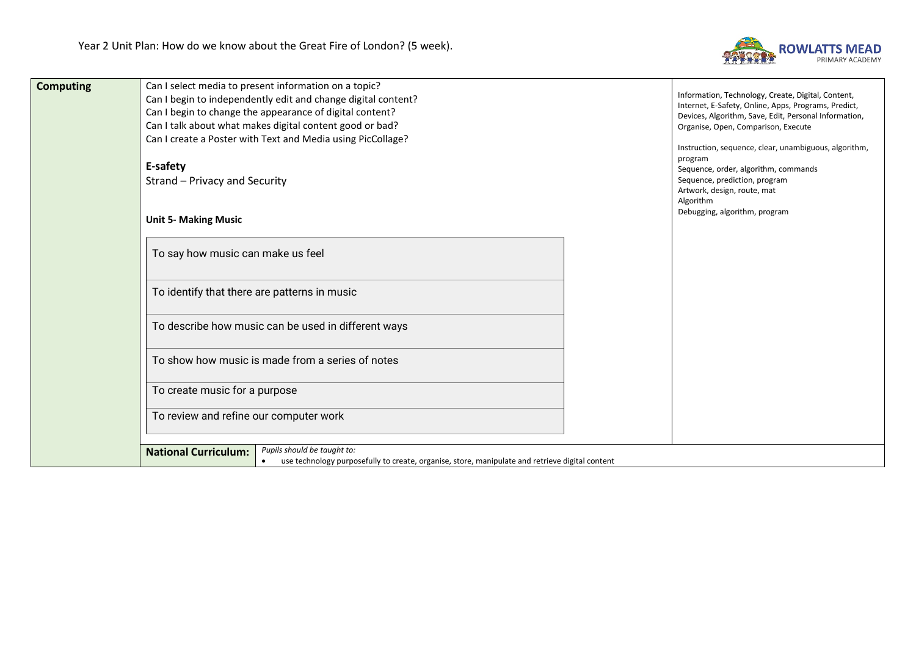Year 2 Unit Plan: How do we know about the Great Fire of London? (5 week).

| Computing | Content | Vocabulary |
|---|---|---|
| **Computing** | Can I select media to present information on a topic?<br>Can I begin to independently edit and change digital content?<br>Can I begin to change the appearance of digital content?<br>Can I talk about what makes digital content good or bad?<br>Can I create a Poster with Text and Media using PicCollage?<br><br>**E-safety**<br>Strand – Privacy and Security<br><br>**Unit 5- Making Music**<br><br>To say how music can make us feel<br>To identify that there are patterns in music<br>To describe how music can be used in different ways<br>To show how music is made from a series of notes<br>To create music for a purpose<br>To review and refine our computer work | Information, Technology, Create, Digital, Content, Internet, E-Safety, Online, Apps, Programs, Predict, Devices, Algorithm, Save, Edit, Personal Information, Organise, Open, Comparison, Execute<br><br>Instruction, sequence, clear, unambiguous, algorithm, program<br>Sequence, order, algorithm, commands<br>Sequence, prediction, program<br>Artwork, design, route, mat<br>Algorithm<br>Debugging, algorithm, program |
| | **National Curriculum:** *Pupils should be taught to:*<br>• use technology purposefully to create, organise, store, manipulate and retrieve digital content | |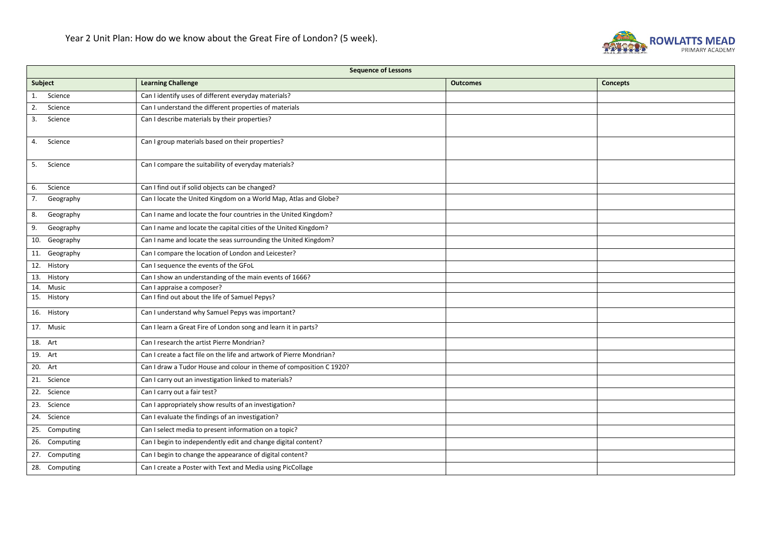# Year 2 Unit Plan: How do we know about the Great Fire of London? (5 week).

ROWLATTS MEAD PRIMARY ACADEMY

| Sequence of Lessons | | | |
|---|---|---|---|
| **Subject** | **Learning Challenge** | **Outcomes** | **Concepts** |
| 1. Science | Can I identify uses of different everyday materials? | | |
| 2. Science | Can I understand the different properties of materials | | |
| 3. Science | Can I describe materials by their properties? | | |
| 4. Science | Can I group materials based on their properties? | | |
| 5. Science | Can I compare the suitability of everyday materials? | | |
| 6. Science | Can I find out if solid objects can be changed? | | |
| 7. Geography | Can I locate the United Kingdom on a World Map, Atlas and Globe? | | |
| 8. Geography | Can I name and locate the four countries in the United Kingdom? | | |
| 9. Geography | Can I name and locate the capital cities of the United Kingdom? | | |
| 10. Geography | Can I name and locate the seas surrounding the United Kingdom? | | |
| 11. Geography | Can I compare the location of London and Leicester? | | |
| 12. History | Can I sequence the events of the GFoL | | |
| 13. History | Can I show an understanding of the main events of 1666? | | |
| 14. Music | Can I appraise a composer? | | |
| 15. History | Can I find out about the life of Samuel Pepys? | | |
| 16. History | Can I understand why Samuel Pepys was important? | | |
| 17. Music | Can I learn a Great Fire of London song and learn it in parts? | | |
| 18. Art | Can I research the artist Pierre Mondrian? | | |
| 19. Art | Can I create a fact file on the life and artwork of Pierre Mondrian? | | |
| 20. Art | Can I draw a Tudor House and colour in theme of composition C 1920? | | |
| 21. Science | Can I carry out an investigation linked to materials? | | |
| 22. Science | Can I carry out a fair test? | | |
| 23. Science | Can I appropriately show results of an investigation? | | |
| 24. Science | Can I evaluate the findings of an investigation? | | |
| 25. Computing | Can I select media to present information on a topic? | | |
| 26. Computing | Can I begin to independently edit and change digital content? | | |
| 27. Computing | Can I begin to change the appearance of digital content? | | |
| 28. Computing | Can I create a Poster with Text and Media using PicCollage | | |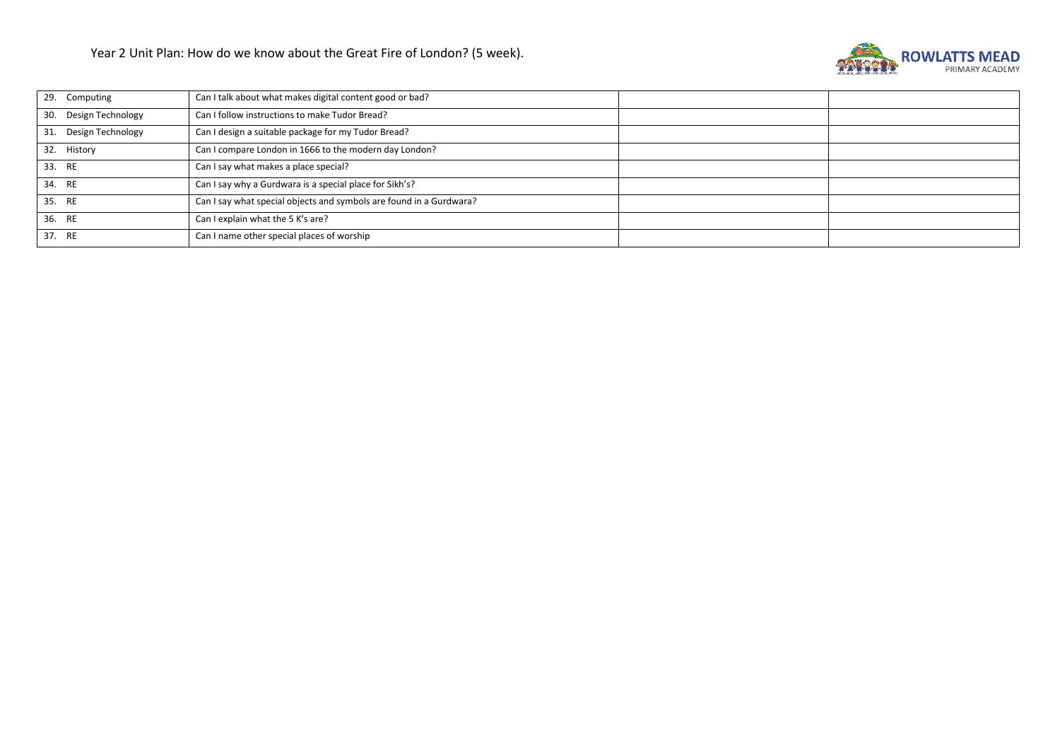# Year 2 Unit Plan: How do we know about the Great Fire of London? (5 week).

| | | | |
|---|---|---|---|
| 29. Computing | Can I talk about what makes digital content good or bad? | | |
| 30. Design Technology | Can I follow instructions to make Tudor Bread? | | |
| 31. Design Technology | Can I design a suitable package for my Tudor Bread? | | |
| 32. History | Can I compare London in 1666 to the modern day London? | | |
| 33. RE | Can I say what makes a place special? | | |
| 34. RE | Can I say why a Gurdwara is a special place for Sikh's? | | |
| 35. RE | Can I say what special objects and symbols are found in a Gurdwara? | | |
| 36. RE | Can I explain what the 5 K's are? | | |
| 37. RE | Can I name other special places of worship | | |